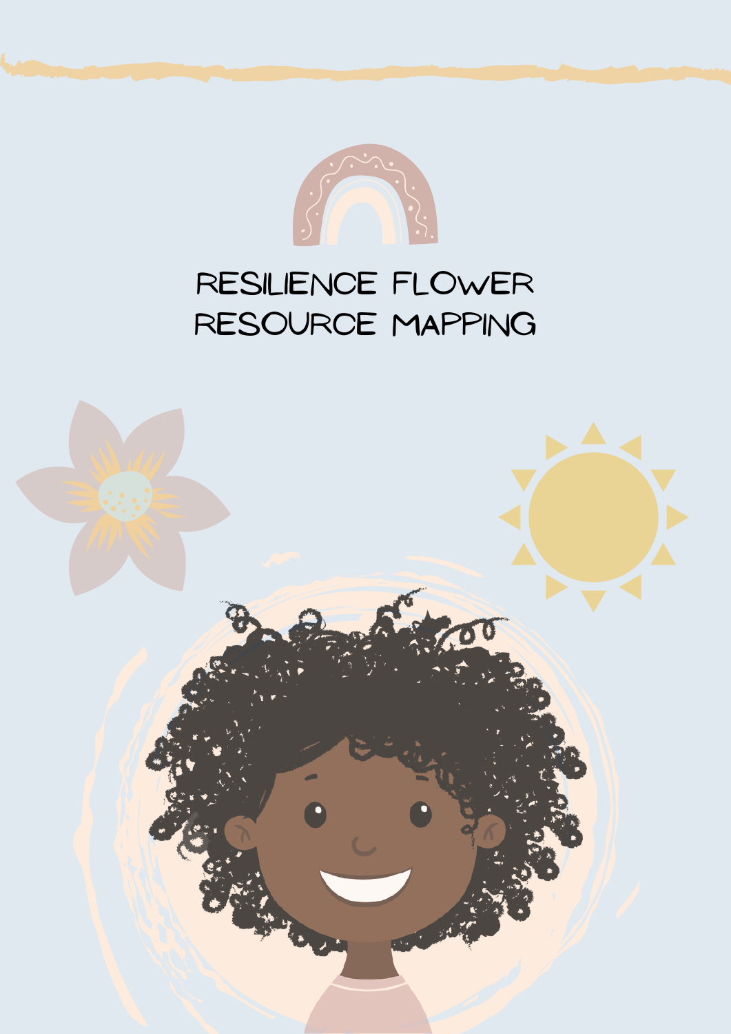# RESILIENCE FLOWER RESOURCE MAPPING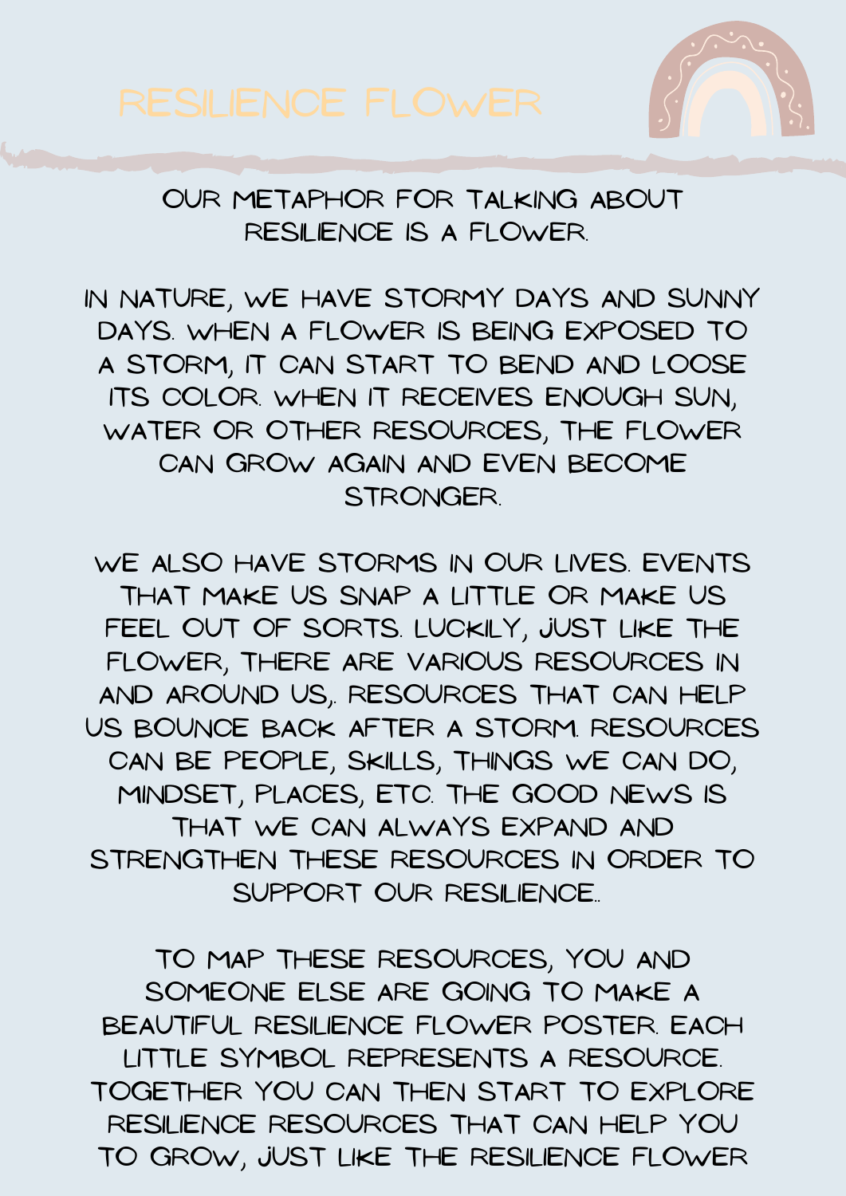# RESILIENCE FLOWER

OUR METAPHOR FOR TALKING ABOUT RESILIENCE IS A FLOWER.

IN NATURE, WE HAVE STORMY DAYS AND SUNNY DAYS. WHEN A FLOWER IS BEING EXPOSED TO A STORM, IT CAN START TO BEND AND LOOSE ITS COLOR. WHEN IT RECEIVES ENOUGH SUN, WATER OR OTHER RESOURCES, THE FLOWER CAN GROW AGAIN AND EVEN BECOME STRONGER.

WE ALSO HAVE STORMS IN OUR LIVES. EVENTS THAT MAKE US SNAP A LITTLE OR MAKE US FEEL OUT OF SORTS. LUCKILY, JUST LIKE THE FLOWER, THERE ARE VARIOUS RESOURCES IN AND AROUND US,. RESOURCES THAT CAN HELP US BOUNCE BACK AFTER A STORM. RESOURCES CAN BE PEOPLE, SKILLS, THINGS WE CAN DO, MINDSET, PLACES, ETC. THE GOOD NEWS IS THAT WE CAN ALWAYS EXPAND AND STRENGTHEN THESE RESOURCES IN ORDER TO SUPPORT OUR RESILIENCE..

TO MAP THESE RESOURCES, YOU AND SOMEONE ELSE ARE GOING TO MAKE A BEAUTIFUL RESILIENCE FLOWER POSTER. EACH LITTLE SYMBOL REPRESENTS A RESOURCE. TOGETHER YOU CAN THEN START TO EXPLORE RESILIENCE RESOURCES THAT CAN HELP YOU TO GROW, JUST LIKE THE RESILIENCE FLOWER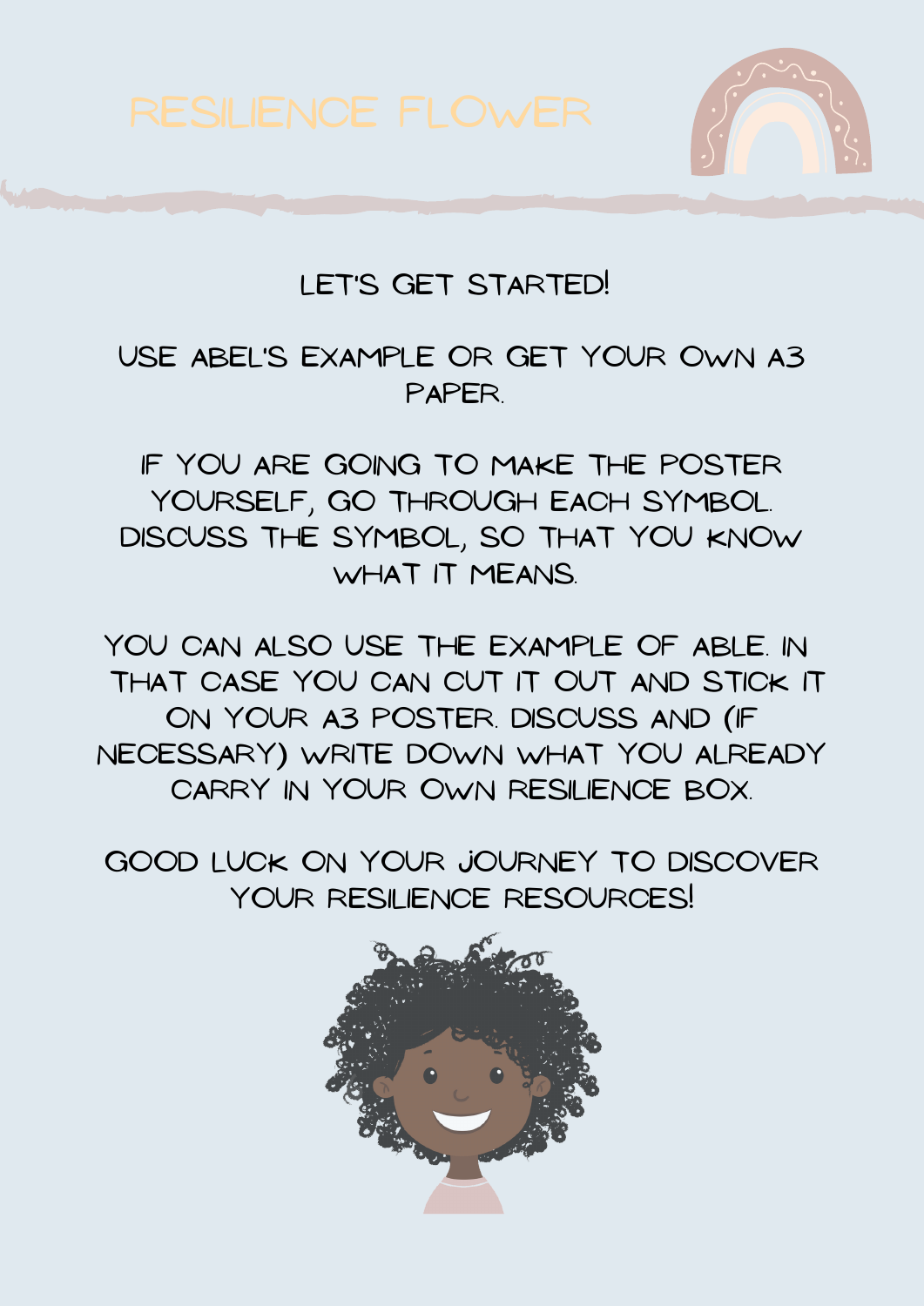# RESILIENCE FLOWER

LET'S GET STARTED!

USE ABEL'S EXAMPLE OR GET YOUR OWN A3 PAPER.

IF YOU ARE GOING TO MAKE THE POSTER YOURSELF, GO THROUGH EACH SYMBOL. DISCUSS THE SYMBOL, SO THAT YOU KNOW WHAT IT MEANS.

YOU CAN ALSO USE THE EXAMPLE OF ABLE. IN THAT CASE YOU CAN CUT IT OUT AND STICK IT ON YOUR A3 POSTER. DISCUSS AND (IF NECESSARY) WRITE DOWN WHAT YOU ALREADY CARRY IN YOUR OWN RESILIENCE BOX.

GOOD LUCK ON YOUR JOURNEY TO DISCOVER YOUR RESILIENCE RESOURCES!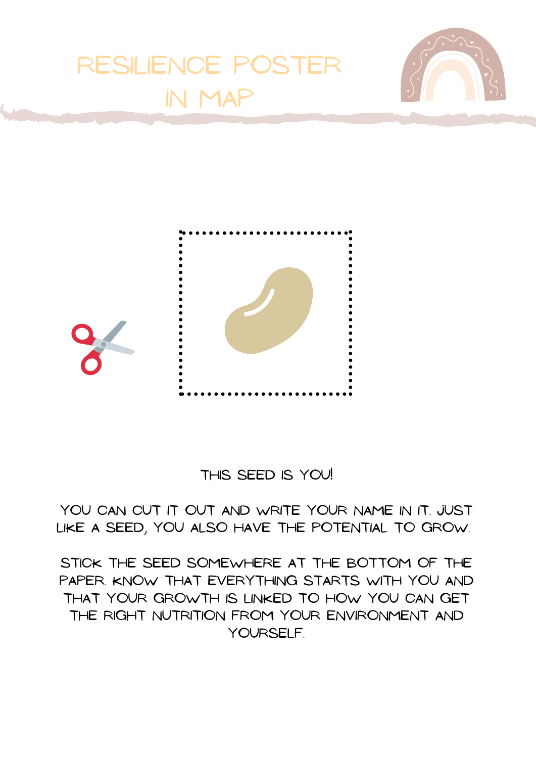# RESILIENCE POSTER IN MAP

THIS SEED IS YOU!

YOU CAN CUT IT OUT AND WRITE YOUR NAME IN IT. JUST LIKE A SEED, YOU ALSO HAVE THE POTENTIAL TO GROW.

STICK THE SEED SOMEWHERE AT THE BOTTOM OF THE PAPER. KNOW THAT EVERYTHING STARTS WITH YOU AND THAT YOUR GROWTH IS LINKED TO HOW YOU CAN GET THE RIGHT NUTRITION FROM YOUR ENVIRONMENT AND YOURSELF.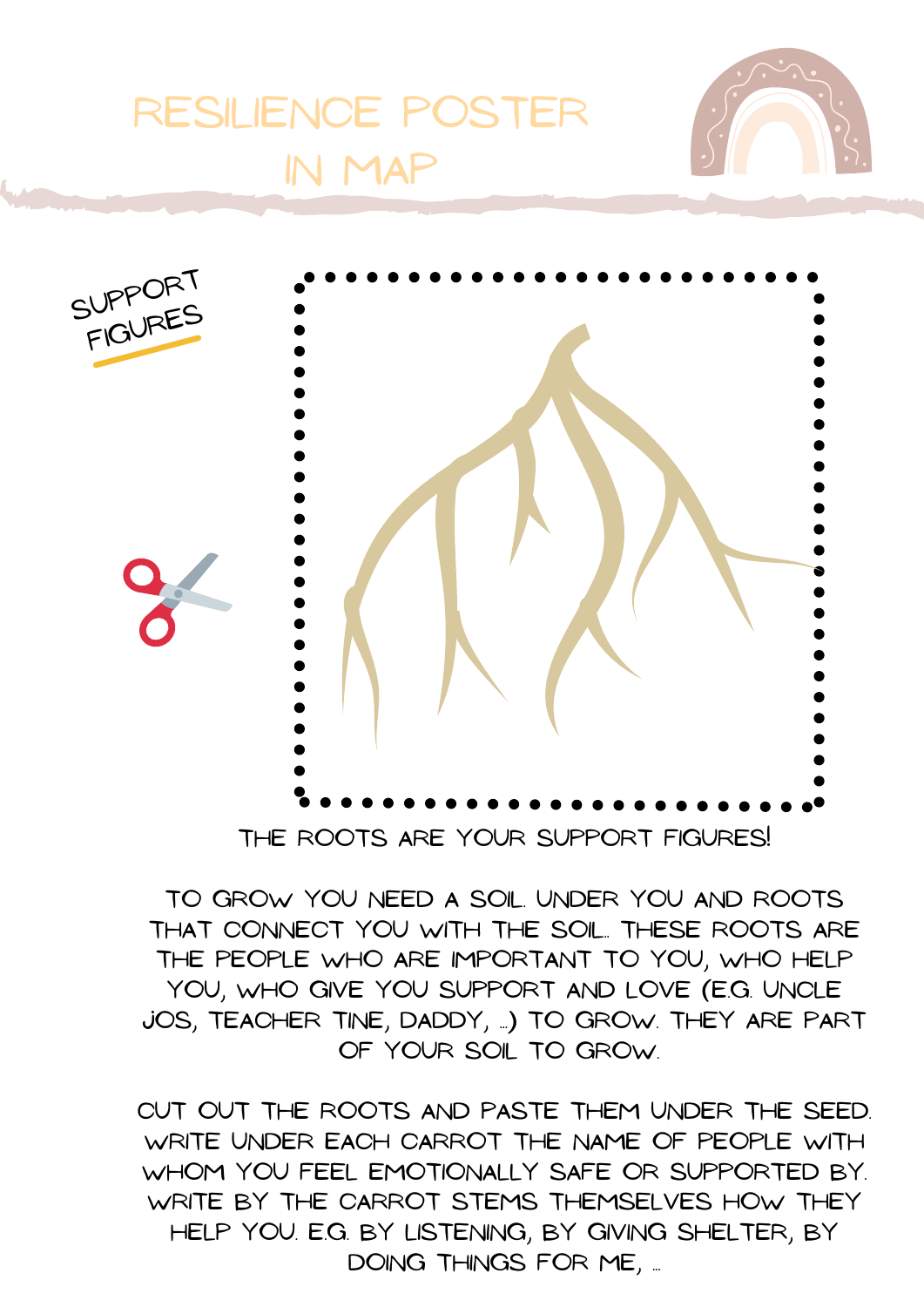# RESILIENCE POSTER IN MAP

SUPPORT FIGURES

THE ROOTS ARE YOUR SUPPORT FIGURES!

TO GROW YOU NEED A SOIL UNDER YOU AND ROOTS THAT CONNECT YOU WITH THE SOIL. THESE ROOTS ARE THE PEOPLE WHO ARE IMPORTANT TO YOU, WHO HELP YOU, WHO GIVE YOU SUPPORT AND LOVE (E.G. UNCLE JOS, TEACHER TINE, DADDY, ...) TO GROW. THEY ARE PART OF YOUR SOIL TO GROW.

CUT OUT THE ROOTS AND PASTE THEM UNDER THE SEED. WRITE UNDER EACH CARROT THE NAME OF PEOPLE WITH WHOM YOU FEEL EMOTIONALLY SAFE OR SUPPORTED BY. WRITE BY THE CARROT STEMS THEMSELVES HOW THEY HELP YOU. E.G. BY LISTENING, BY GIVING SHELTER, BY DOING THINGS FOR ME, ...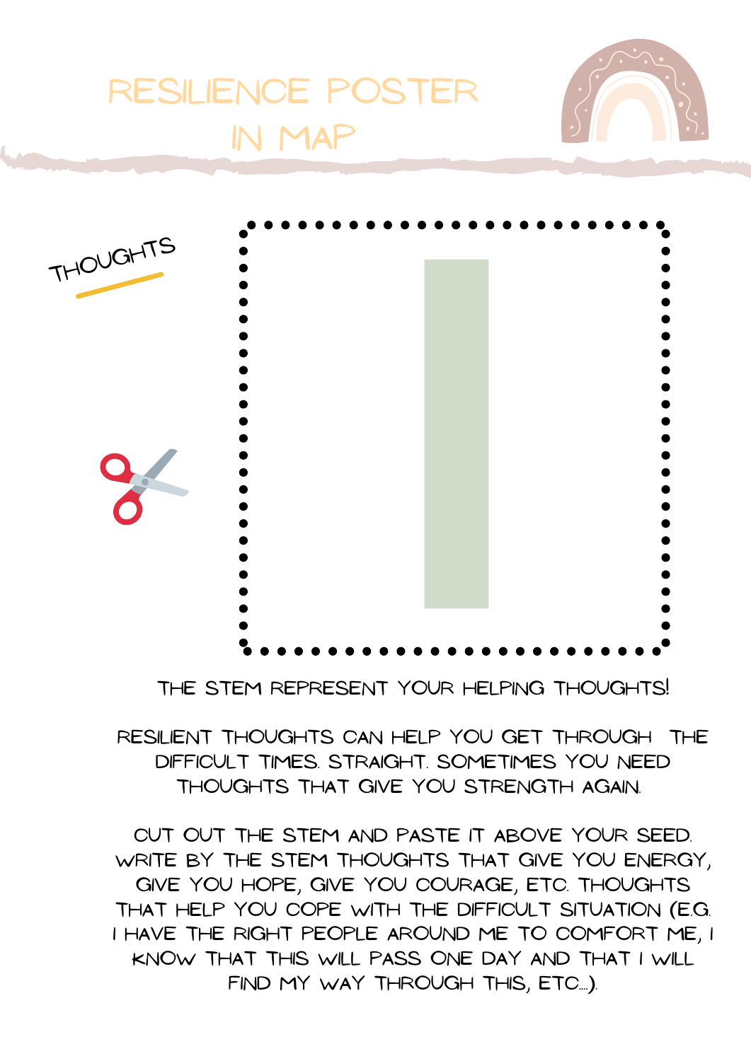# RESILIENCE POSTER IN MAP

THOUGHTS

THE STEM REPRESENT YOUR HELPING THOUGHTS!

RESILIENT THOUGHTS CAN HELP YOU GET THROUGH THE DIFFICULT TIMES. STRAIGHT. SOMETIMES YOU NEED THOUGHTS THAT GIVE YOU STRENGTH AGAIN.

CUT OUT THE STEM AND PASTE IT ABOVE YOUR SEED. WRITE BY THE STEM THOUGHTS THAT GIVE YOU ENERGY, GIVE YOU HOPE, GIVE YOU COURAGE, ETC. THOUGHTS THAT HELP YOU COPE WITH THE DIFFICULT SITUATION (E.G. I HAVE THE RIGHT PEOPLE AROUND ME TO COMFORT ME, I KNOW THAT THIS WILL PASS ONE DAY AND THAT I WILL FIND MY WAY THROUGH THIS, ETC...).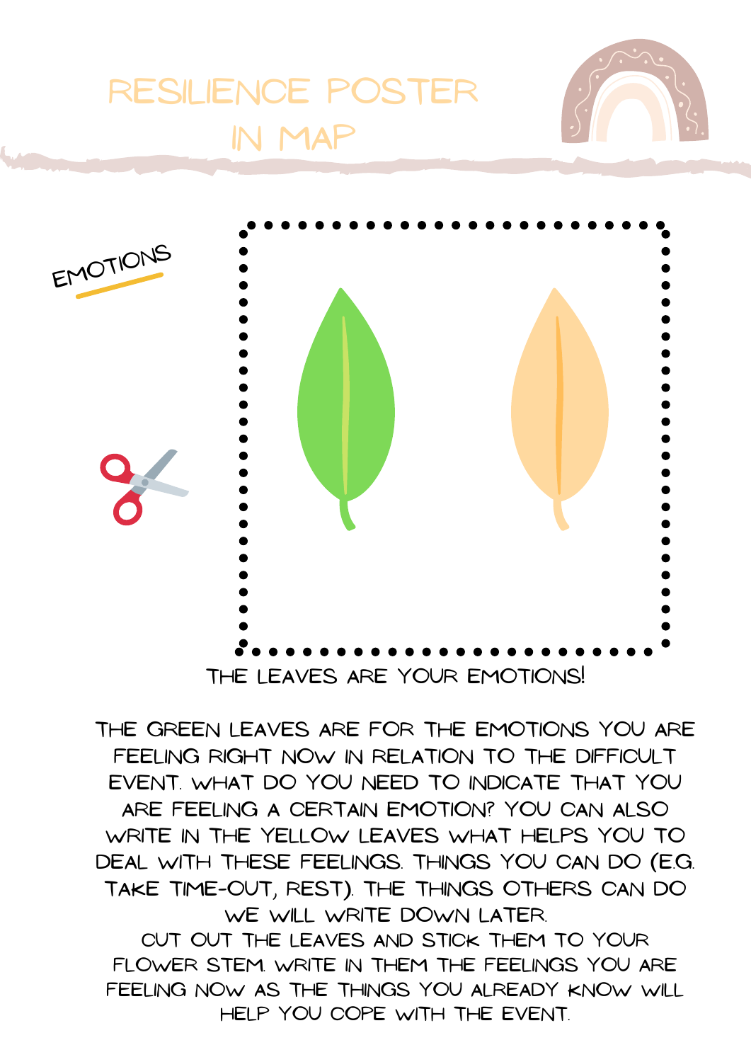# RESILIENCE POSTER IN MAP

EMOTIONS

THE LEAVES ARE YOUR EMOTIONS!

THE GREEN LEAVES ARE FOR THE EMOTIONS YOU ARE FEELING RIGHT NOW IN RELATION TO THE DIFFICULT EVENT. WHAT DO YOU NEED TO INDICATE THAT YOU ARE FEELING A CERTAIN EMOTION? YOU CAN ALSO WRITE IN THE YELLOW LEAVES WHAT HELPS YOU TO DEAL WITH THESE FEELINGS. THINGS YOU CAN DO (E.G. TAKE TIME-OUT, REST). THE THINGS OTHERS CAN DO WE WILL WRITE DOWN LATER.

CUT OUT THE LEAVES AND STICK THEM TO YOUR FLOWER STEM. WRITE IN THEM THE FEELINGS YOU ARE FEELING NOW AS THE THINGS YOU ALREADY KNOW WILL HELP YOU COPE WITH THE EVENT.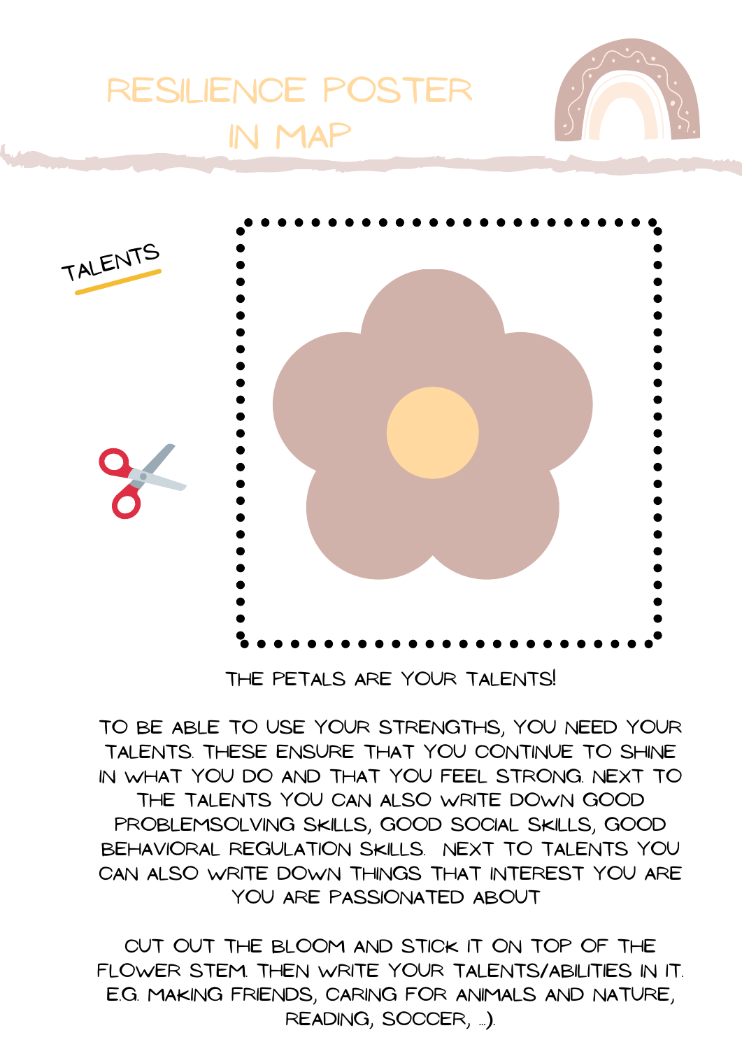# RESILIENCE POSTER IN MAP

TALENTS

THE PETALS ARE YOUR TALENTS!

TO BE ABLE TO USE YOUR STRENGTHS, YOU NEED YOUR TALENTS. THESE ENSURE THAT YOU CONTINUE TO SHINE IN WHAT YOU DO AND THAT YOU FEEL STRONG. NEXT TO THE TALENTS YOU CAN ALSO WRITE DOWN GOOD PROBLEMSOLVING SKILLS, GOOD SOCIAL SKILLS, GOOD BEHAVIORAL REGULATION SKILLS. NEXT TO TALENTS YOU CAN ALSO WRITE DOWN THINGS THAT INTEREST YOU ARE YOU ARE PASSIONATED ABOUT

CUT OUT THE BLOOM AND STICK IT ON TOP OF THE FLOWER STEM. THEN WRITE YOUR TALENTS/ABILITIES IN IT. E.G. MAKING FRIENDS, CARING FOR ANIMALS AND NATURE, READING, SOCCER, ...).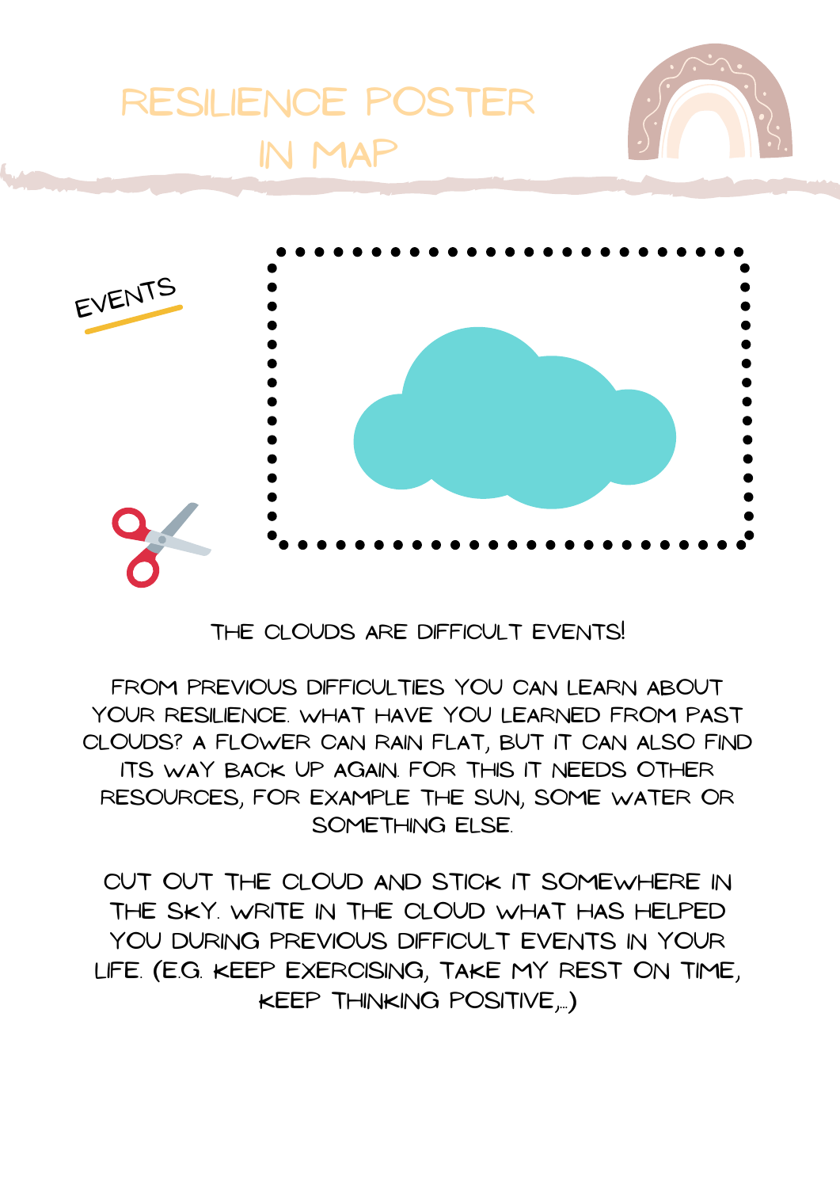# RESILIENCE POSTER IN MAP

EVENTS

THE CLOUDS ARE DIFFICULT EVENTS!

FROM PREVIOUS DIFFICULTIES YOU CAN LEARN ABOUT YOUR RESILIENCE. WHAT HAVE YOU LEARNED FROM PAST CLOUDS? A FLOWER CAN RAIN FLAT, BUT IT CAN ALSO FIND ITS WAY BACK UP AGAIN. FOR THIS IT NEEDS OTHER RESOURCES, FOR EXAMPLE THE SUN, SOME WATER OR SOMETHING ELSE.

CUT OUT THE CLOUD AND STICK IT SOMEWHERE IN THE SKY. WRITE IN THE CLOUD WHAT HAS HELPED YOU DURING PREVIOUS DIFFICULT EVENTS IN YOUR LIFE. (E.G. KEEP EXERCISING, TAKE MY REST ON TIME, KEEP THINKING POSITIVE,...)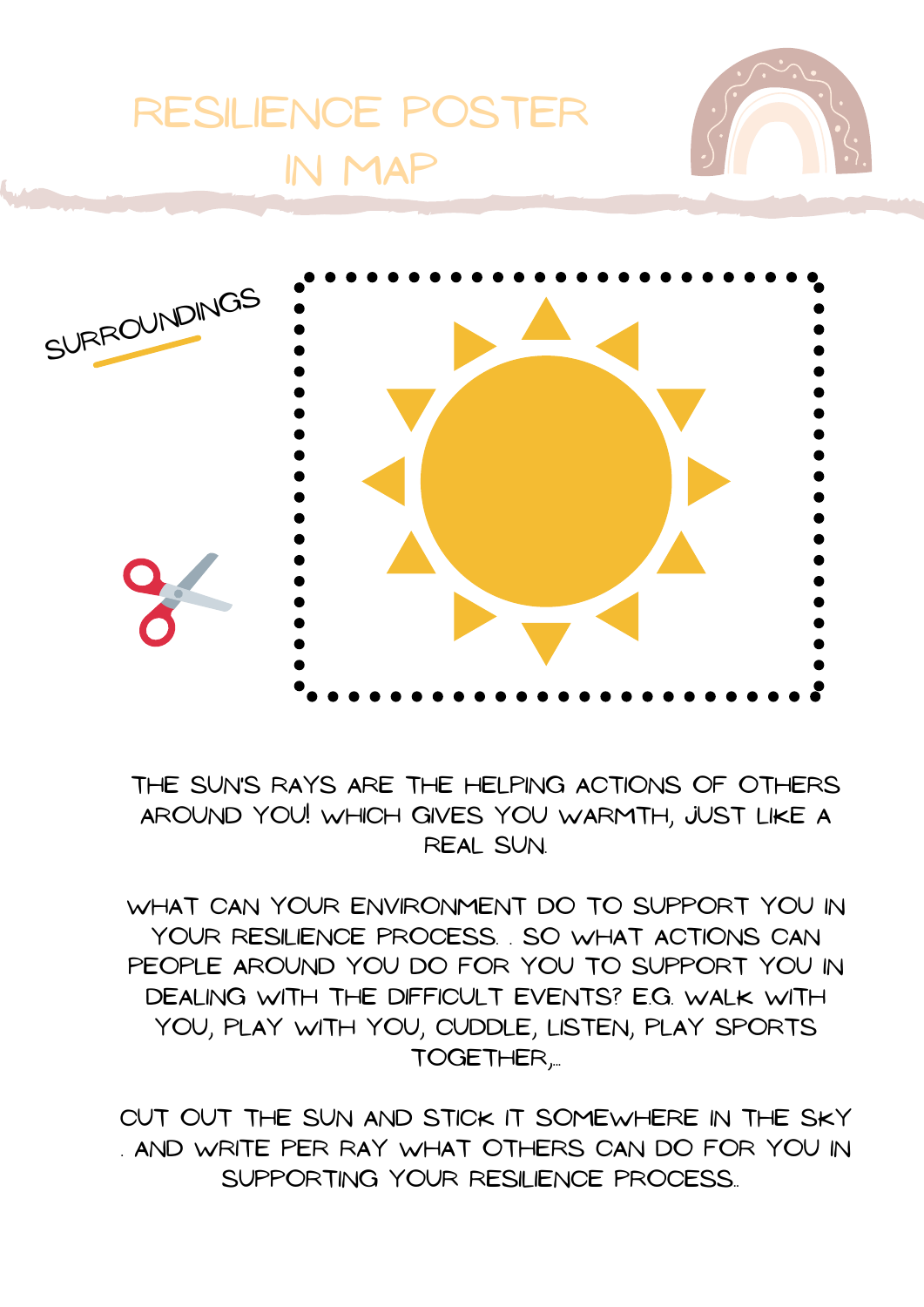# RESILIENCE POSTER IN MAP

SURROUNDINGS

THE SUN'S RAYS ARE THE HELPING ACTIONS OF OTHERS AROUND YOU! WHICH GIVES YOU WARMTH, JUST LIKE A REAL SUN.

WHAT CAN YOUR ENVIRONMENT DO TO SUPPORT YOU IN YOUR RESILIENCE PROCESS. . SO WHAT ACTIONS CAN PEOPLE AROUND YOU DO FOR YOU TO SUPPORT YOU IN DEALING WITH THE DIFFICULT EVENTS? E.G. WALK WITH YOU, PLAY WITH YOU, CUDDLE, LISTEN, PLAY SPORTS TOGETHER,...

CUT OUT THE SUN AND STICK IT SOMEWHERE IN THE SKY . AND WRITE PER RAY WHAT OTHERS CAN DO FOR YOU IN SUPPORTING YOUR RESILIENCE PROCESS..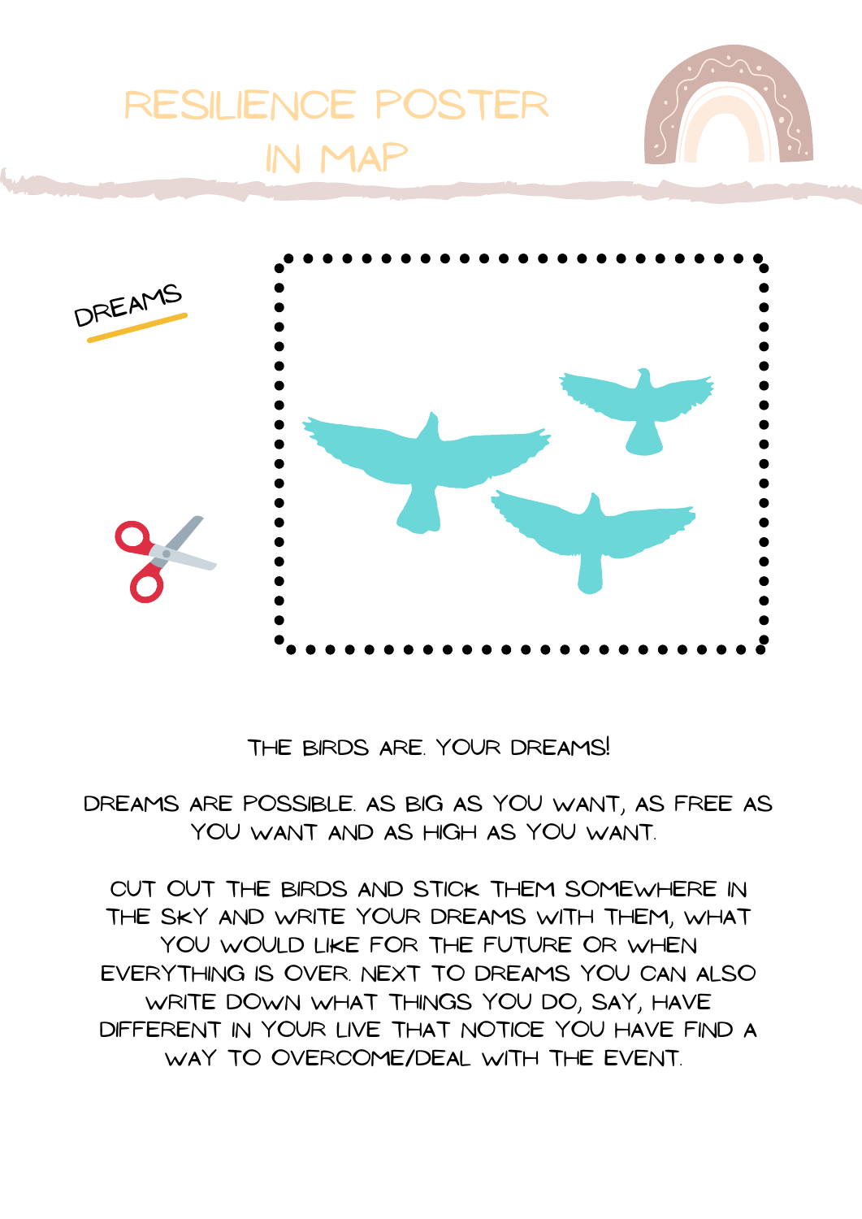# RESILIENCE POSTER IN MAP

DREAMS

THE BIRDS ARE. YOUR DREAMS!

DREAMS ARE POSSIBLE. AS BIG AS YOU WANT, AS FREE AS YOU WANT AND AS HIGH AS YOU WANT.

CUT OUT THE BIRDS AND STICK THEM SOMEWHERE IN THE SKY AND WRITE YOUR DREAMS WITH THEM, WHAT YOU WOULD LIKE FOR THE FUTURE OR WHEN EVERYTHING IS OVER. NEXT TO DREAMS YOU CAN ALSO WRITE DOWN WHAT THINGS YOU DO, SAY, HAVE DIFFERENT IN YOUR LIVE THAT NOTICE YOU HAVE FIND A WAY TO OVERCOME/DEAL WITH THE EVENT.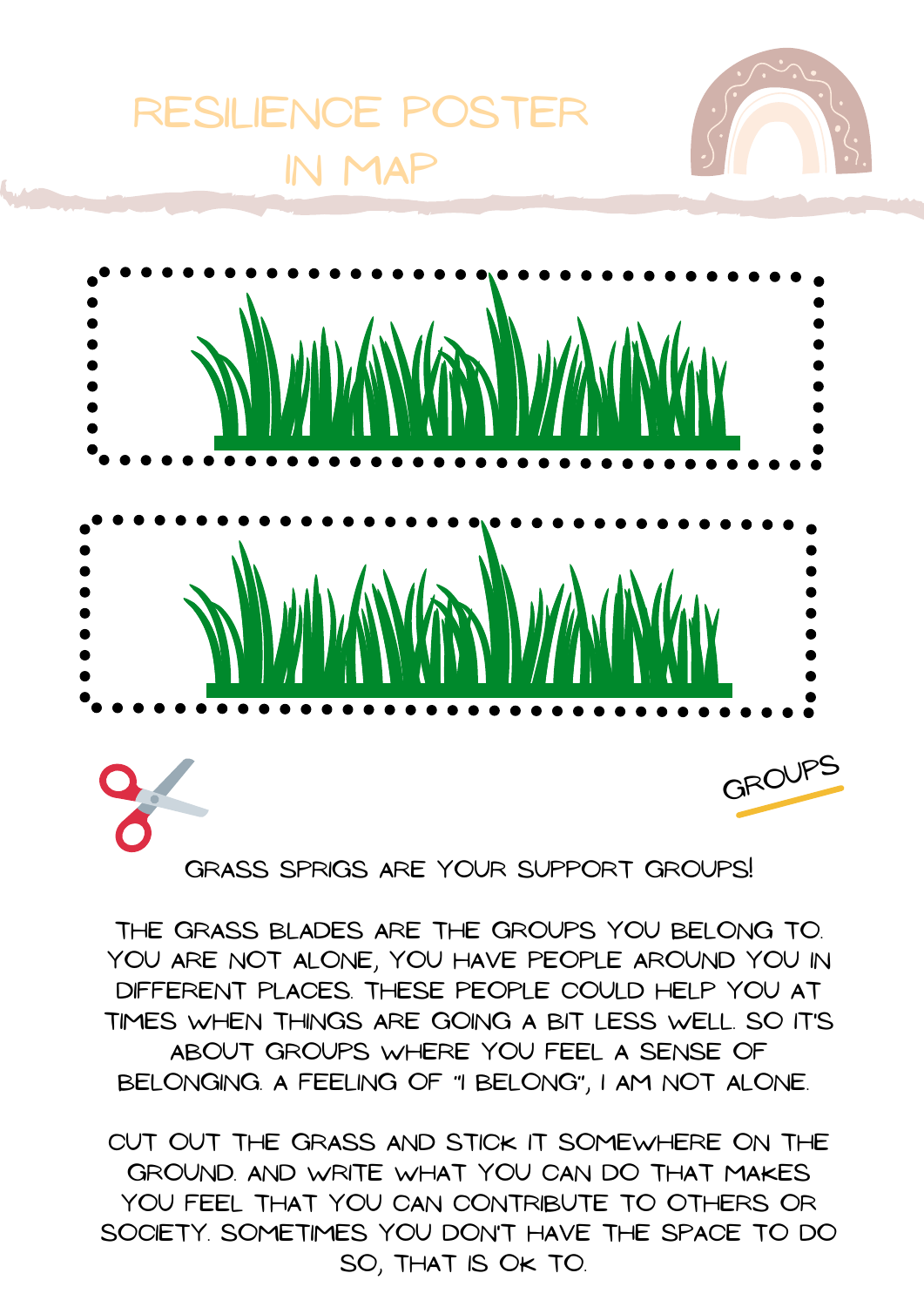# RESILIENCE POSTER IN MAP

GROUPS

GRASS SPRIGS ARE YOUR SUPPORT GROUPS!

THE GRASS BLADES ARE THE GROUPS YOU BELONG TO. YOU ARE NOT ALONE, YOU HAVE PEOPLE AROUND YOU IN DIFFERENT PLACES. THESE PEOPLE COULD HELP YOU AT TIMES WHEN THINGS ARE GOING A BIT LESS WELL. SO IT'S ABOUT GROUPS WHERE YOU FEEL A SENSE OF BELONGING. A FEELING OF "I BELONG", I AM NOT ALONE.

CUT OUT THE GRASS AND STICK IT SOMEWHERE ON THE GROUND. AND WRITE WHAT YOU CAN DO THAT MAKES YOU FEEL THAT YOU CAN CONTRIBUTE TO OTHERS OR SOCIETY. SOMETIMES YOU DON'T HAVE THE SPACE TO DO SO, THAT IS OK TO.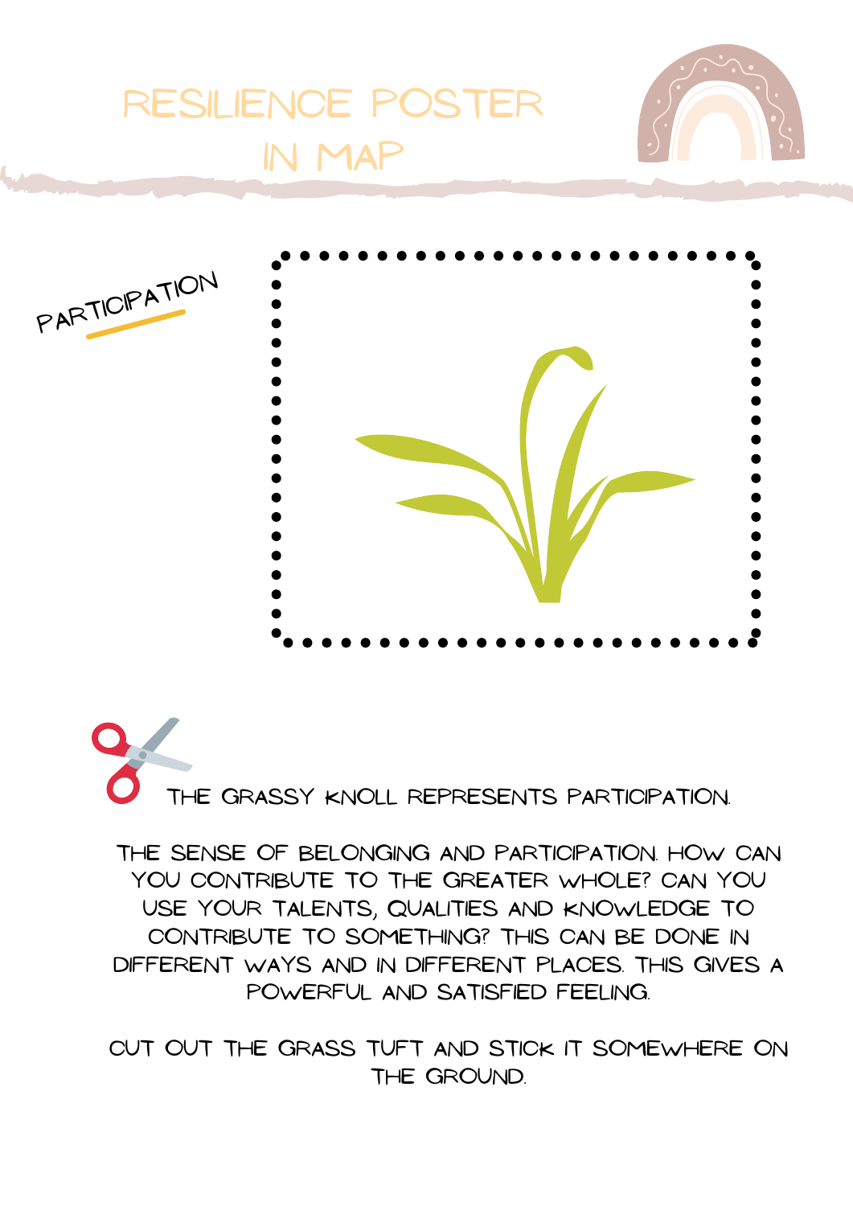# RESILIENCE POSTER IN MAP

PARTICIPATION

THE GRASSY KNOLL REPRESENTS PARTICIPATION.

THE SENSE OF BELONGING AND PARTICIPATION. HOW CAN YOU CONTRIBUTE TO THE GREATER WHOLE? CAN YOU USE YOUR TALENTS, QUALITIES AND KNOWLEDGE TO CONTRIBUTE TO SOMETHING? THIS CAN BE DONE IN DIFFERENT WAYS AND IN DIFFERENT PLACES. THIS GIVES A POWERFUL AND SATISFIED FEELING.

CUT OUT THE GRASS TUFT AND STICK IT SOMEWHERE ON THE GROUND.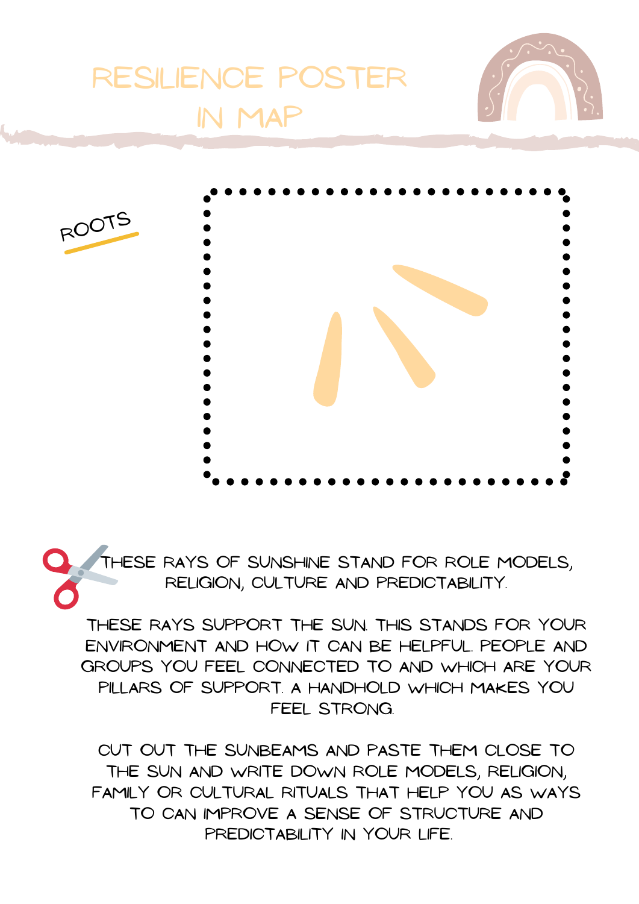# RESILIENCE POSTER IN MAP

ROOTS

THESE RAYS OF SUNSHINE STAND FOR ROLE MODELS, RELIGION, CULTURE AND PREDICTABILITY.

THESE RAYS SUPPORT THE SUN. THIS STANDS FOR YOUR ENVIRONMENT AND HOW IT CAN BE HELPFUL. PEOPLE AND GROUPS YOU FEEL CONNECTED TO AND WHICH ARE YOUR PILLARS OF SUPPORT. A HANDHOLD WHICH MAKES YOU FEEL STRONG.

CUT OUT THE SUNBEAMS AND PASTE THEM CLOSE TO THE SUN AND WRITE DOWN ROLE MODELS, RELIGION, FAMILY OR CULTURAL RITUALS THAT HELP YOU AS WAYS TO CAN IMPROVE A SENSE OF STRUCTURE AND PREDICTABILITY IN YOUR LIFE.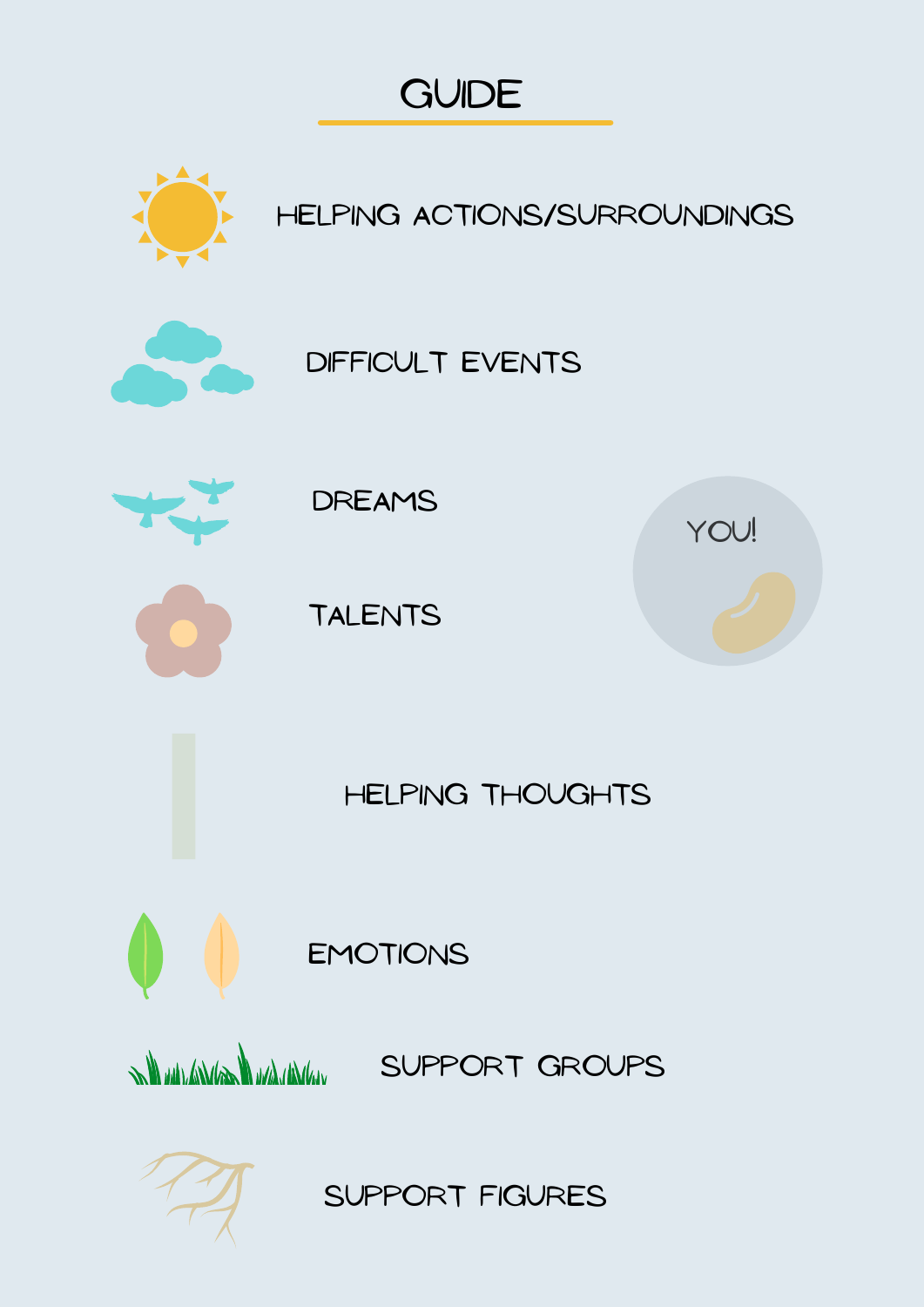# GUIDE

- HELPING ACTIONS/SURROUNDINGS
- DIFFICULT EVENTS
- DREAMS
- TALENTS
- HELPING THOUGHTS
- EMOTIONS
- SUPPORT GROUPS
- SUPPORT FIGURES

YOU!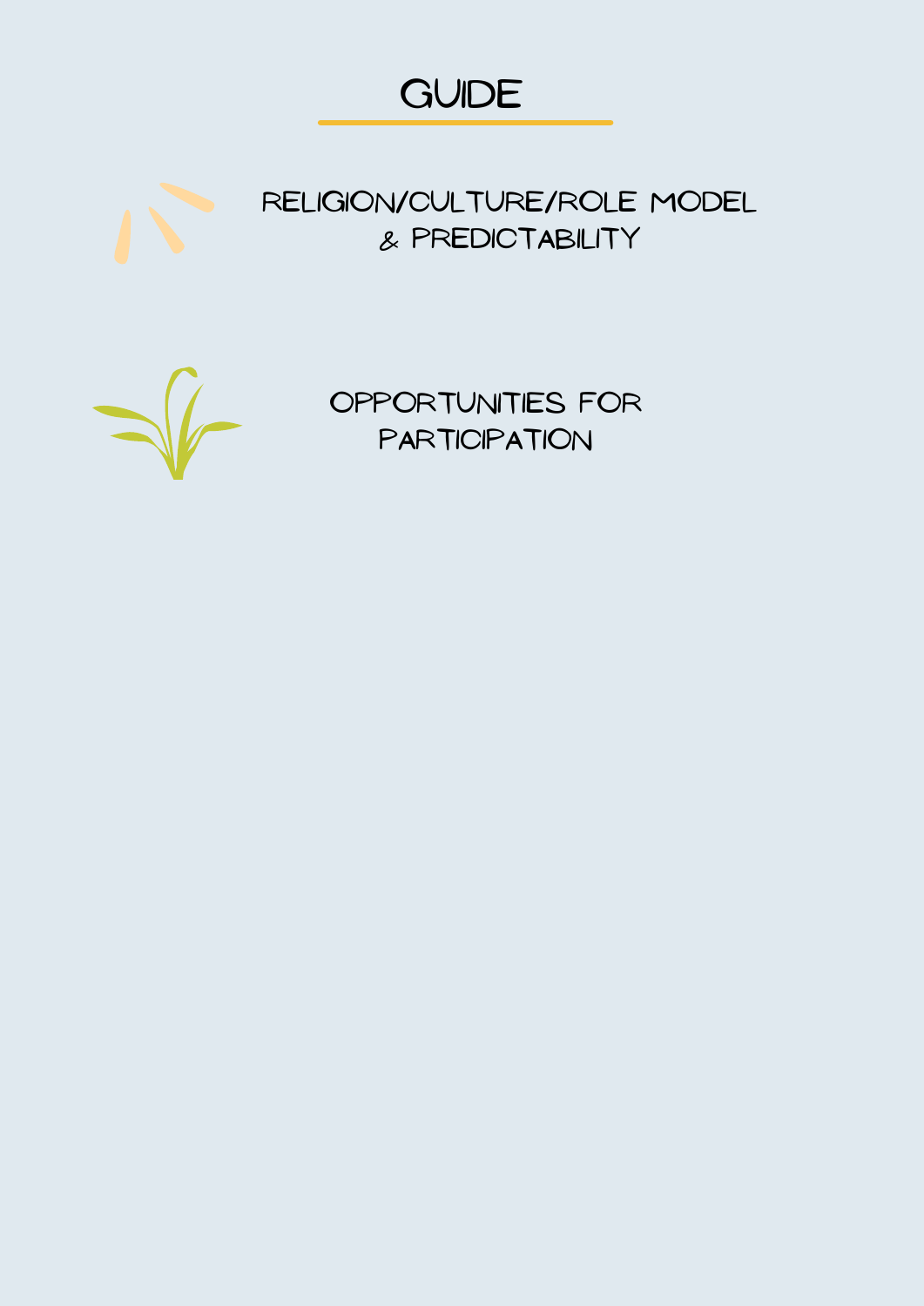# GUIDE

RELIGION/CULTURE/ROLE MODEL & PREDICTABILITY

OPPORTUNITIES FOR PARTICIPATION